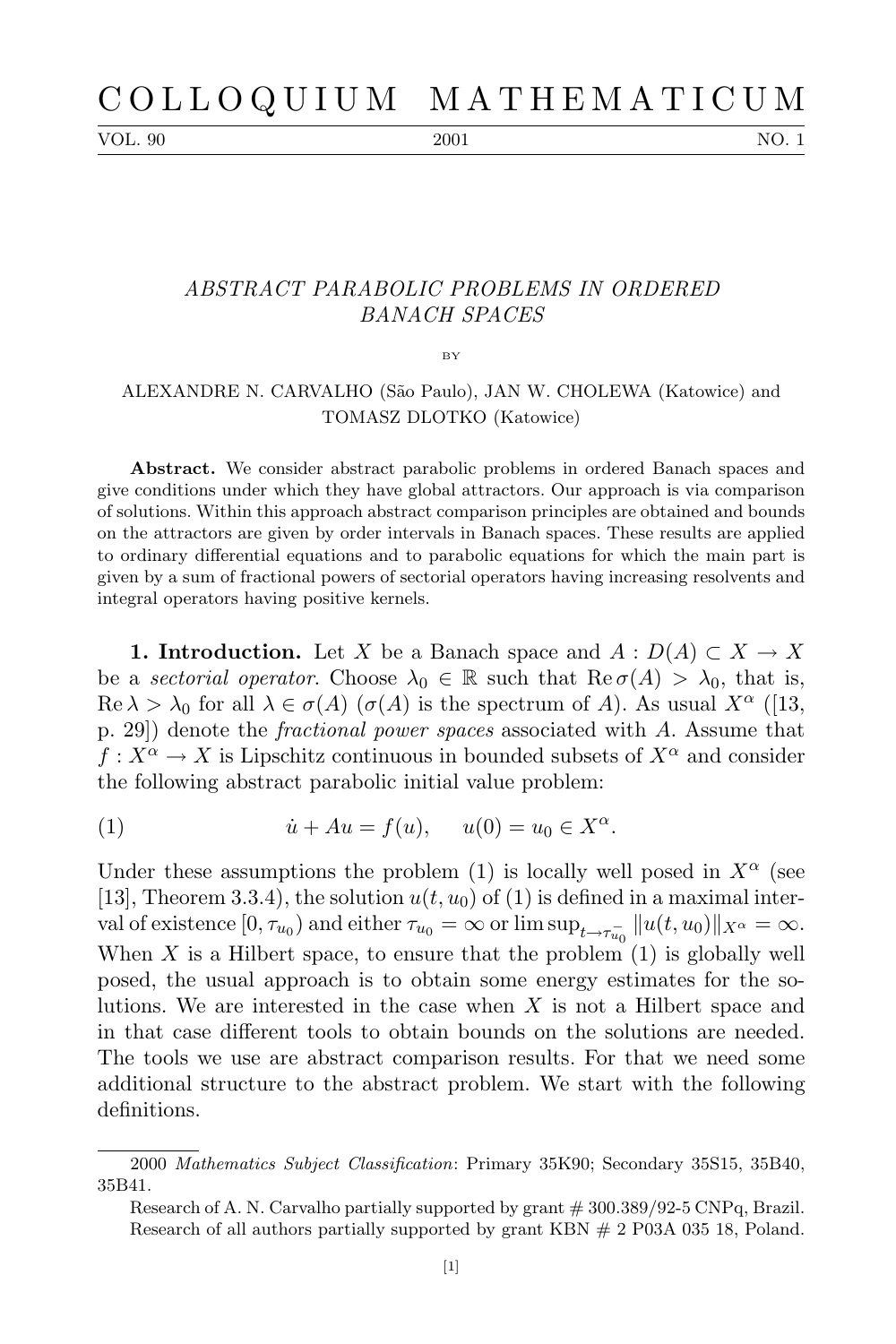# ABSTRACT PARABOLIC PROBLEMS IN ORDERED BANACH SPACES

BY

ALEXANDRE N. CARVALHO (São Paulo), JAN W. CHOLEWA (Katowice) and TOMASZ DLOTKO (Katowice)

**Abstract.** We consider abstract parabolic problems in ordered Banach spaces and give conditions under which they have global attractors. Our approach is via comparison of solutions. Within this approach abstract comparison principles are obtained and bounds on the attractors are given by order intervals in Banach spaces. These results are applied to ordinary differential equations and to parabolic equations for which the main part is given by a sum of fractional powers of sectorial operators having increasing resolvents and integral operators having positive kernels.

**1. Introduction.** Let $X$ be a Banach space and $A : D(A) \subset X \to X$ be a *sectorial operator*. Choose $\lambda_0 \in \mathbb{R}$ such that $\operatorname{Re} \sigma(A) > \lambda_0$, that is, $\operatorname{Re} \lambda > \lambda_0$ for all $\lambda \in \sigma(A)$ ($\sigma(A)$ is the spectrum of $A$). As usual $X^\alpha$ ([13, p. 29]) denote the *fractional power spaces* associated with $A$. Assume that $f : X^\alpha \to X$ is Lipschitz continuous in bounded subsets of $X^\alpha$ and consider the following abstract parabolic initial value problem:

$$\dot{u} + Au = f(u), \qquad u(0) = u_0 \in X^\alpha. \tag{1}$$

Under these assumptions the problem (1) is locally well posed in $X^\alpha$ (see [13], Theorem 3.3.4), the solution $u(t, u_0)$ of (1) is defined in a maximal interval of existence $[0, \tau_{u_0})$ and either $\tau_{u_0} = \infty$ or $\limsup_{t \to \tau_{u_0}^-} \|u(t, u_0)\|_{X^\alpha} = \infty$. When $X$ is a Hilbert space, to ensure that the problem (1) is globally well posed, the usual approach is to obtain some energy estimates for the solutions. We are interested in the case when $X$ is not a Hilbert space and in that case different tools to obtain bounds on the solutions are needed. The tools we use are abstract comparison results. For that we need some additional structure to the abstract problem. We start with the following definitions.

---

2000 *Mathematics Subject Classification*: Primary 35K90; Secondary 35S15, 35B40, 35B41.

Research of A. N. Carvalho partially supported by grant # 300.389/92-5 CNPq, Brazil.
Research of all authors partially supported by grant KBN # 2 P03A 035 18, Poland.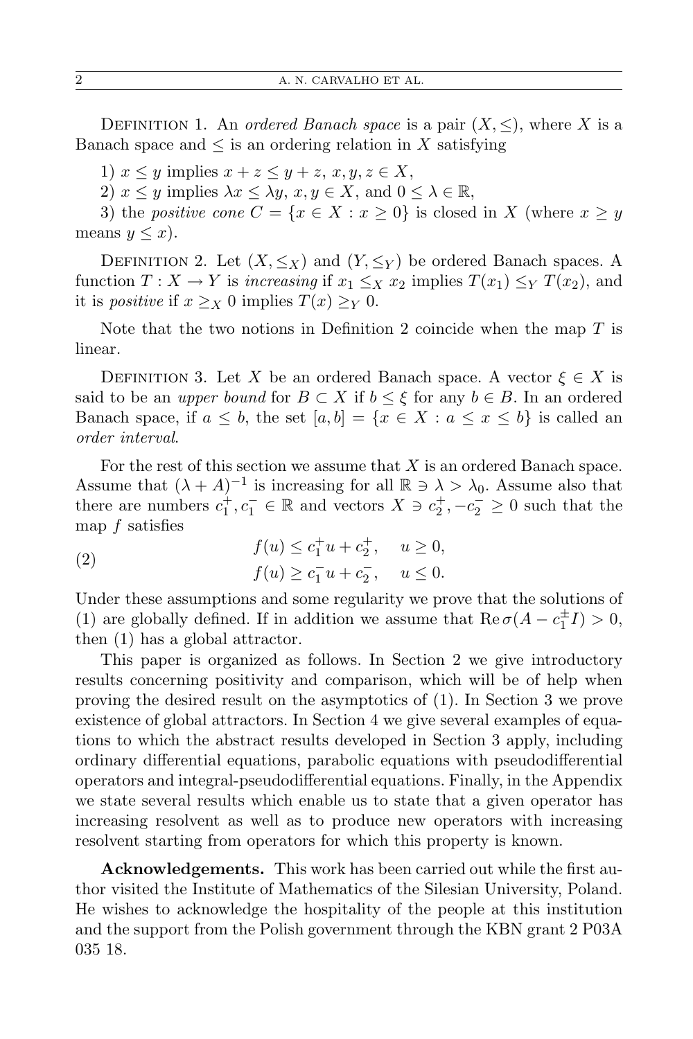Definition 1. An *ordered Banach space* is a pair $(X, \leq)$, where $X$ is a Banach space and $\leq$ is an ordering relation in $X$ satisfying

1) $x \leq y$ implies $x + z \leq y + z$, $x, y, z \in X$,

2) $x \leq y$ implies $\lambda x \leq \lambda y$, $x, y \in X$, and $0 \leq \lambda \in \mathbb{R}$,

3) the *positive cone* $C = \{x \in X : x \geq 0\}$ is closed in $X$ (where $x \geq y$ means $y \leq x$).

Definition 2. Let $(X, \leq_X)$ and $(Y, \leq_Y)$ be ordered Banach spaces. A function $T : X \to Y$ is *increasing* if $x_1 \leq_X x_2$ implies $T(x_1) \leq_Y T(x_2)$, and it is *positive* if $x \geq_X 0$ implies $T(x) \geq_Y 0$.

Note that the two notions in Definition 2 coincide when the map $T$ is linear.

Definition 3. Let $X$ be an ordered Banach space. A vector $\xi \in X$ is said to be an *upper bound* for $B \subset X$ if $b \leq \xi$ for any $b \in B$. In an ordered Banach space, if $a \leq b$, the set $[a, b] = \{x \in X : a \leq x \leq b\}$ is called an *order interval*.

For the rest of this section we assume that $X$ is an ordered Banach space. Assume that $(\lambda + A)^{-1}$ is increasing for all $\mathbb{R} \ni \lambda > \lambda_0$. Assume also that there are numbers $c_1^+, c_1^- \in \mathbb{R}$ and vectors $X \ni c_2^+, -c_2^- \geq 0$ such that the map $f$ satisfies

$$
\begin{aligned}
f(u) &\leq c_1^+ u + c_2^+, \quad u \geq 0, \\
f(u) &\geq c_1^- u + c_2^-, \quad u \leq 0.
\end{aligned}
\tag{2}
$$

Under these assumptions and some regularity we prove that the solutions of (1) are globally defined. If in addition we assume that $\operatorname{Re} \sigma(A - c_1^{\pm} I) > 0$, then (1) has a global attractor.

This paper is organized as follows. In Section 2 we give introductory results concerning positivity and comparison, which will be of help when proving the desired result on the asymptotics of (1). In Section 3 we prove existence of global attractors. In Section 4 we give several examples of equations to which the abstract results developed in Section 3 apply, including ordinary differential equations, parabolic equations with pseudodifferential operators and integral-pseudodifferential equations. Finally, in the Appendix we state several results which enable us to state that a given operator has increasing resolvent as well as to produce new operators with increasing resolvent starting from operators for which this property is known.

**Acknowledgements.** This work has been carried out while the first author visited the Institute of Mathematics of the Silesian University, Poland. He wishes to acknowledge the hospitality of the people at this institution and the support from the Polish government through the KBN grant 2 P03A 035 18.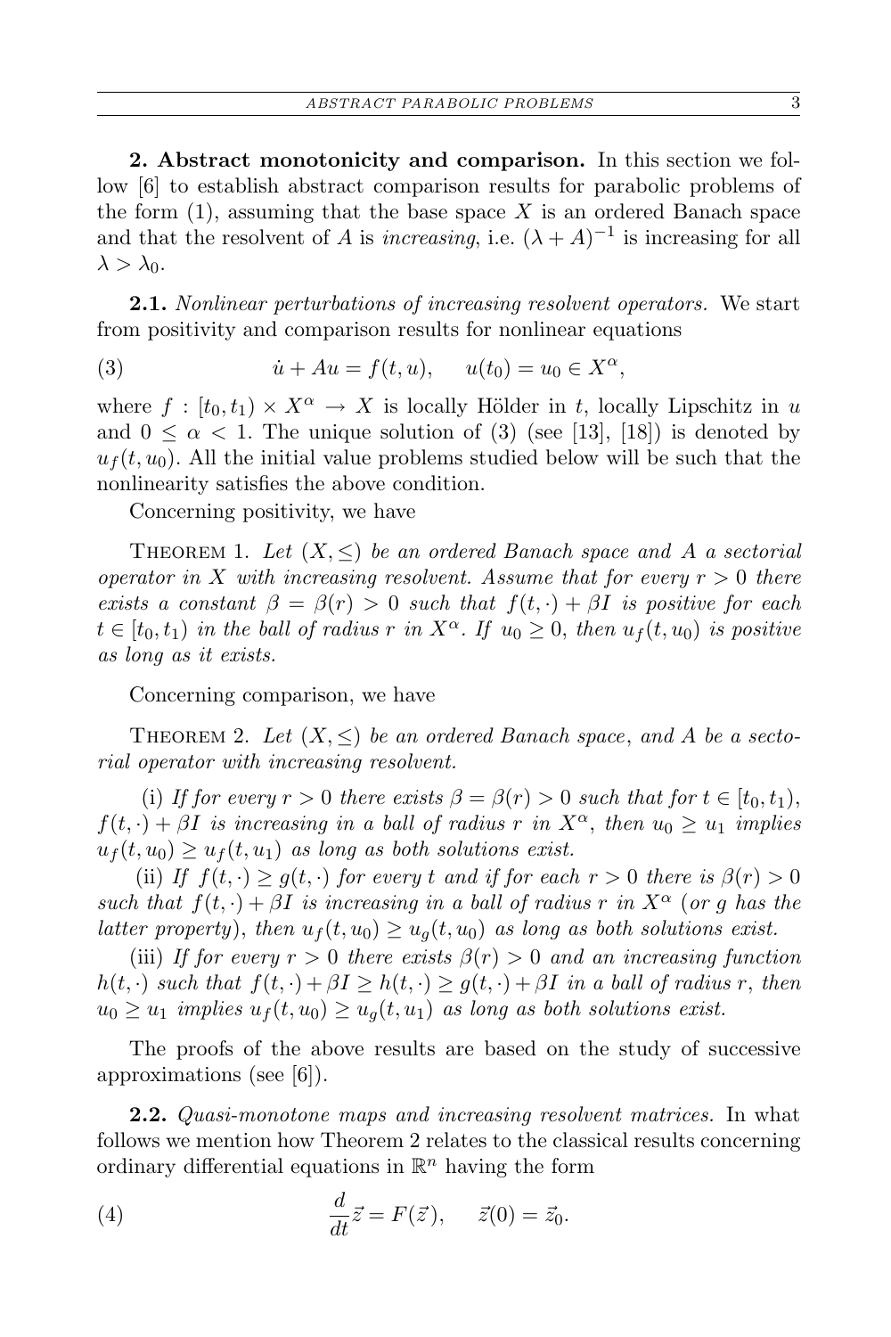**2. Abstract monotonicity and comparison.** In this section we follow [6] to establish abstract comparison results for parabolic problems of the form (1), assuming that the base space $X$ is an ordered Banach space and that the resolvent of $A$ is *increasing*, i.e. $(\lambda + A)^{-1}$ is increasing for all $\lambda > \lambda_0$.

**2.1.** *Nonlinear perturbations of increasing resolvent operators.* We start from positivity and comparison results for nonlinear equations

$$\dot{u} + Au = f(t, u), \quad u(t_0) = u_0 \in X^\alpha, \tag{3}$$

where $f : [t_0, t_1) \times X^\alpha \to X$ is locally Hölder in $t$, locally Lipschitz in $u$ and $0 \leq \alpha < 1$. The unique solution of (3) (see [13], [18]) is denoted by $u_f(t, u_0)$. All the initial value problems studied below will be such that the nonlinearity satisfies the above condition.

Concerning positivity, we have

Theorem 1. *Let $(X, \leq)$ be an ordered Banach space and $A$ a sectorial operator in $X$ with increasing resolvent. Assume that for every $r > 0$ there exists a constant $\beta = \beta(r) > 0$ such that $f(t, \cdot) + \beta I$ is positive for each $t \in [t_0, t_1)$ in the ball of radius $r$ in $X^\alpha$. If $u_0 \geq 0$, then $u_f(t, u_0)$ is positive as long as it exists.*

Concerning comparison, we have

Theorem 2. *Let $(X, \leq)$ be an ordered Banach space, and $A$ be a sectorial operator with increasing resolvent.*

(i) *If for every $r > 0$ there exists $\beta = \beta(r) > 0$ such that for $t \in [t_0, t_1)$, $f(t, \cdot) + \beta I$ is increasing in a ball of radius $r$ in $X^\alpha$, then $u_0 \geq u_1$ implies $u_f(t, u_0) \geq u_f(t, u_1)$ as long as both solutions exist.*

(ii) *If $f(t, \cdot) \geq g(t, \cdot)$ for every $t$ and if for each $r > 0$ there is $\beta(r) > 0$ such that $f(t, \cdot) + \beta I$ is increasing in a ball of radius $r$ in $X^\alpha$ (or $g$ has the latter property), then $u_f(t, u_0) \geq u_g(t, u_0)$ as long as both solutions exist.*

(iii) *If for every $r > 0$ there exists $\beta(r) > 0$ and an increasing function $h(t, \cdot)$ such that $f(t, \cdot) + \beta I \geq h(t, \cdot) \geq g(t, \cdot) + \beta I$ in a ball of radius $r$, then $u_0 \geq u_1$ implies $u_f(t, u_0) \geq u_g(t, u_1)$ as long as both solutions exist.*

The proofs of the above results are based on the study of successive approximations (see [6]).

**2.2.** *Quasi-monotone maps and increasing resolvent matrices.* In what follows we mention how Theorem 2 relates to the classical results concerning ordinary differential equations in $\mathbb{R}^n$ having the form

$$\frac{d}{dt}\vec{z} = F(\vec{z}), \quad \vec{z}(0) = \vec{z}_0. \tag{4}$$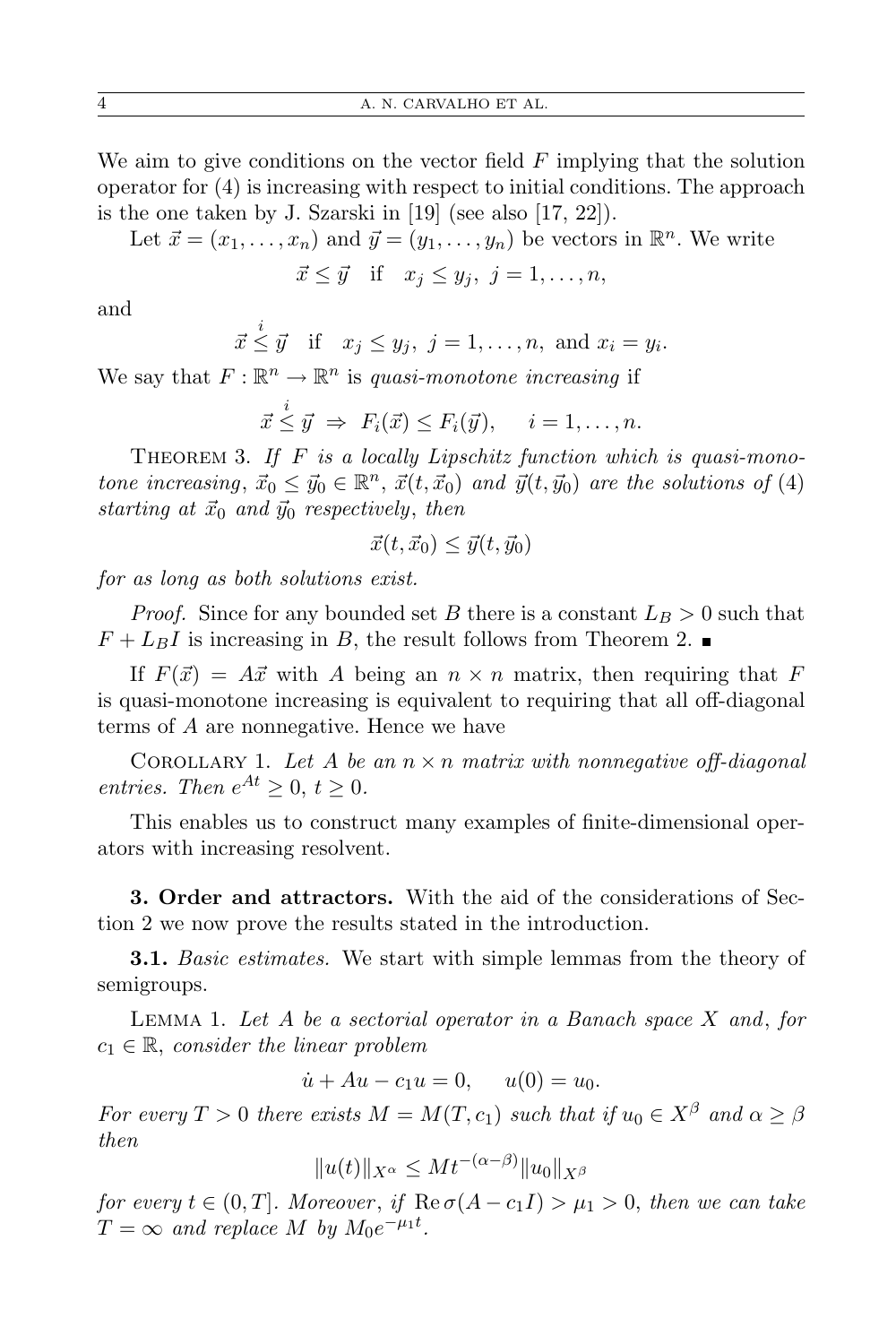We aim to give conditions on the vector field $F$ implying that the solution operator for (4) is increasing with respect to initial conditions. The approach is the one taken by J. Szarski in [19] (see also [17, 22]).

Let $\vec{x} = (x_1, \dots, x_n)$ and $\vec{y} = (y_1, \dots, y_n)$ be vectors in $\mathbb{R}^n$. We write

$$\vec{x} \le \vec{y} \quad \text{if} \quad x_j \le y_j,\ j = 1, \dots, n,$$

and

$$\vec{x} \overset{i}{\le} \vec{y} \quad \text{if} \quad x_j \le y_j,\ j = 1, \dots, n, \text{ and } x_i = y_i.$$

We say that $F : \mathbb{R}^n \to \mathbb{R}^n$ is *quasi-monotone increasing* if

$$\vec{x} \overset{i}{\le} \vec{y} \ \Rightarrow\ F_i(\vec{x}) \le F_i(\vec{y}), \quad i = 1, \dots, n.$$

Theorem 3. *If $F$ is a locally Lipschitz function which is quasi-monotone increasing, $\vec{x}_0 \le \vec{y}_0 \in \mathbb{R}^n$, $\vec{x}(t, \vec{x}_0)$ and $\vec{y}(t, \vec{y}_0)$ are the solutions of* (4) *starting at $\vec{x}_0$ and $\vec{y}_0$ respectively, then*

$$\vec{x}(t, \vec{x}_0) \le \vec{y}(t, \vec{y}_0)$$

*for as long as both solutions exist.*

*Proof.* Since for any bounded set $B$ there is a constant $L_B > 0$ such that $F + L_B I$ is increasing in $B$, the result follows from Theorem 2. ∎

If $F(\vec{x}) = A\vec{x}$ with $A$ being an $n \times n$ matrix, then requiring that $F$ is quasi-monotone increasing is equivalent to requiring that all off-diagonal terms of $A$ are nonnegative. Hence we have

Corollary 1. *Let $A$ be an $n \times n$ matrix with nonnegative off-diagonal entries. Then $e^{At} \ge 0$, $t \ge 0$.*

This enables us to construct many examples of finite-dimensional operators with increasing resolvent.

## 3. Order and attractors.

With the aid of the considerations of Section 2 we now prove the results stated in the introduction.

**3.1.** *Basic estimates.* We start with simple lemmas from the theory of semigroups.

Lemma 1. *Let $A$ be a sectorial operator in a Banach space $X$ and, for $c_1 \in \mathbb{R}$, consider the linear problem*

$$\dot{u} + Au - c_1 u = 0, \quad u(0) = u_0.$$

*For every $T > 0$ there exists $M = M(T, c_1)$ such that if $u_0 \in X^\beta$ and $\alpha \ge \beta$ then*

$$\|u(t)\|_{X^\alpha} \le M t^{-(\alpha-\beta)} \|u_0\|_{X^\beta}$$

*for every $t \in (0, T]$. Moreover, if $\operatorname{Re} \sigma(A - c_1 I) > \mu_1 > 0$, then we can take $T = \infty$ and replace $M$ by $M_0 e^{-\mu_1 t}$.*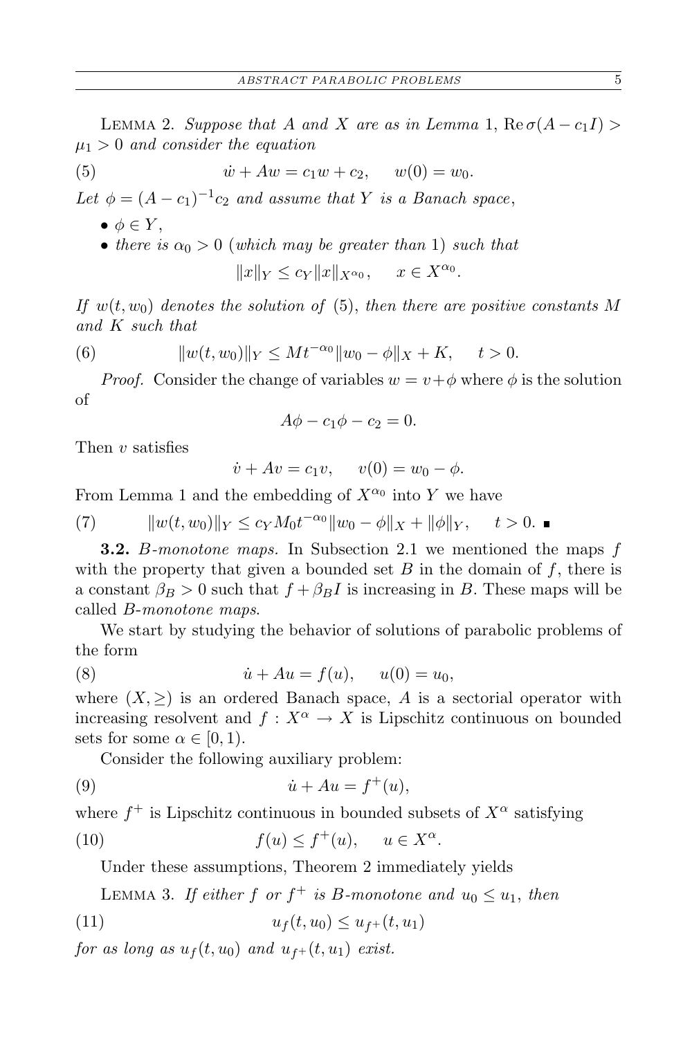LEMMA 2. *Suppose that $A$ and $X$ are as in Lemma* 1, $\operatorname{Re}\sigma(A - c_1 I) > \mu_1 > 0$ *and consider the equation*

$$\dot{w} + Aw = c_1 w + c_2, \quad w(0) = w_0. \tag{5}$$

*Let $\phi = (A - c_1)^{-1} c_2$ and assume that $Y$ is a Banach space*,

- $\phi \in Y$,
- *there is $\alpha_0 > 0$ (which may be greater than* 1) *such that*

$$\|x\|_Y \le c_Y \|x\|_{X^{\alpha_0}}, \quad x \in X^{\alpha_0}.$$

*If $w(t, w_0)$ denotes the solution of* (5), *then there are positive constants $M$ and $K$ such that*

$$\|w(t, w_0)\|_Y \le M t^{-\alpha_0} \|w_0 - \phi\|_X + K, \quad t > 0. \tag{6}$$

*Proof.* Consider the change of variables $w = v + \phi$ where $\phi$ is the solution of

$$A\phi - c_1 \phi - c_2 = 0.$$

Then $v$ satisfies

$$\dot{v} + Av = c_1 v, \quad v(0) = w_0 - \phi.$$

From Lemma 1 and the embedding of $X^{\alpha_0}$ into $Y$ we have

$$\|w(t, w_0)\|_Y \le c_Y M_0 t^{-\alpha_0} \|w_0 - \phi\|_X + \|\phi\|_Y, \quad t > 0. \tag{7}$$ ∎

**3.2.** *B-monotone maps.* In Subsection 2.1 we mentioned the maps $f$ with the property that given a bounded set $B$ in the domain of $f$, there is a constant $\beta_B > 0$ such that $f + \beta_B I$ is increasing in $B$. These maps will be called *B-monotone maps*.

We start by studying the behavior of solutions of parabolic problems of the form

$$\dot{u} + Au = f(u), \quad u(0) = u_0, \tag{8}$$

where $(X, \ge)$ is an ordered Banach space, $A$ is a sectorial operator with increasing resolvent and $f : X^\alpha \to X$ is Lipschitz continuous on bounded sets for some $\alpha \in [0, 1)$.

Consider the following auxiliary problem:

$$\dot{u} + Au = f^+(u), \tag{9}$$

where $f^+$ is Lipschitz continuous in bounded subsets of $X^\alpha$ satisfying

$$f(u) \le f^+(u), \quad u \in X^\alpha. \tag{10}$$

Under these assumptions, Theorem 2 immediately yields

LEMMA 3. *If either $f$ or $f^+$ is B-monotone and $u_0 \le u_1$, then*

$$u_f(t, u_0) \le u_{f^+}(t, u_1) \tag{11}$$

*for as long as $u_f(t, u_0)$ and $u_{f^+}(t, u_1)$ exist.*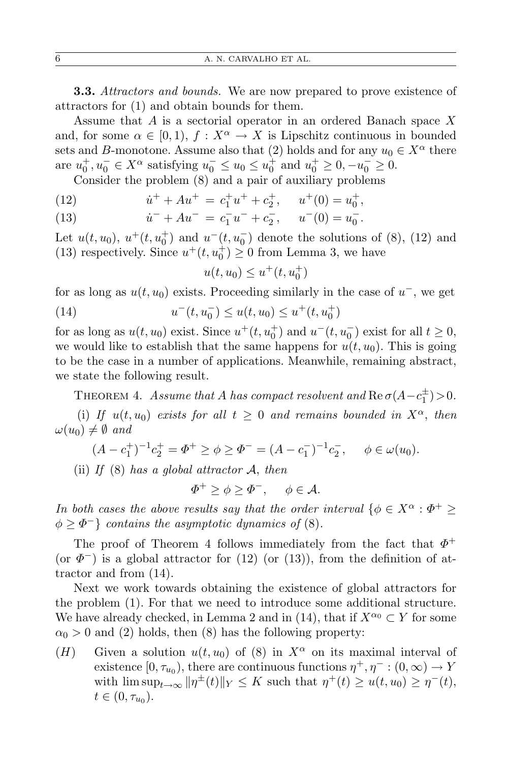**3.3.** *Attractors and bounds.* We are now prepared to prove existence of attractors for (1) and obtain bounds for them.

Assume that $A$ is a sectorial operator in an ordered Banach space $X$ and, for some $\alpha \in [0,1)$, $f : X^\alpha \to X$ is Lipschitz continuous in bounded sets and $B$-monotone. Assume also that (2) holds and for any $u_0 \in X^\alpha$ there are $u_0^+, u_0^- \in X^\alpha$ satisfying $u_0^- \le u_0 \le u_0^+$ and $u_0^+ \ge 0, -u_0^- \ge 0$.

Consider the problem (8) and a pair of auxiliary problems

$$\dot{u}^+ + Au^+ = c_1^+ u^+ + c_2^+, \quad u^+(0) = u_0^+, \tag{12}$$

$$\dot{u}^- + Au^- = c_1^- u^- + c_2^-, \quad u^-(0) = u_0^-. \tag{13}$$

Let $u(t,u_0)$, $u^+(t,u_0^+)$ and $u^-(t,u_0^-)$ denote the solutions of (8), (12) and (13) respectively. Since $u^+(t,u_0^+) \ge 0$ from Lemma 3, we have

$$u(t,u_0) \le u^+(t,u_0^+)$$

for as long as $u(t,u_0)$ exists. Proceeding similarly in the case of $u^-$, we get

$$u^-(t,u_0^-) \le u(t,u_0) \le u^+(t,u_0^+) \tag{14}$$

for as long as $u(t,u_0)$ exist. Since $u^+(t,u_0^+)$ and $u^-(t,u_0^-)$ exist for all $t \ge 0$, we would like to establish that the same happens for $u(t,u_0)$. This is going to be the case in a number of applications. Meanwhile, remaining abstract, we state the following result.

THEOREM 4. *Assume that $A$ has compact resolvent and* $\operatorname{Re}\sigma(A - c_1^\pm) > 0$.

(i) *If $u(t,u_0)$ exists for all $t \ge 0$ and remains bounded in $X^\alpha$, then $\omega(u_0) \ne \emptyset$ and*

$$(A - c_1^+)^{-1} c_2^+ = \Phi^+ \ge \phi \ge \Phi^- = (A - c_1^-)^{-1} c_2^-, \quad \phi \in \omega(u_0).$$

(ii) *If (8) has a global attractor $\mathcal{A}$, then*

$$\Phi^+ \ge \phi \ge \Phi^-, \quad \phi \in \mathcal{A}.$$

*In both cases the above results say that the order interval $\{\phi \in X^\alpha : \Phi^+ \ge \phi \ge \Phi^-\}$ contains the asymptotic dynamics of (8).*

The proof of Theorem 4 follows immediately from the fact that $\Phi^+$ (or $\Phi^-$) is a global attractor for (12) (or (13)), from the definition of attractor and from (14).

Next we work towards obtaining the existence of global attractors for the problem (1). For that we need to introduce some additional structure. We have already checked, in Lemma 2 and in (14), that if $X^{\alpha_0} \subset Y$ for some $\alpha_0 > 0$ and (2) holds, then (8) has the following property:

(*H*) Given a solution $u(t,u_0)$ of (8) in $X^\alpha$ on its maximal interval of existence $[0,\tau_{u_0})$, there are continuous functions $\eta^+, \eta^- : (0,\infty) \to Y$ with $\limsup_{t\to\infty} \|\eta^\pm(t)\|_Y \le K$ such that $\eta^+(t) \ge u(t,u_0) \ge \eta^-(t)$, $t \in (0,\tau_{u_0})$.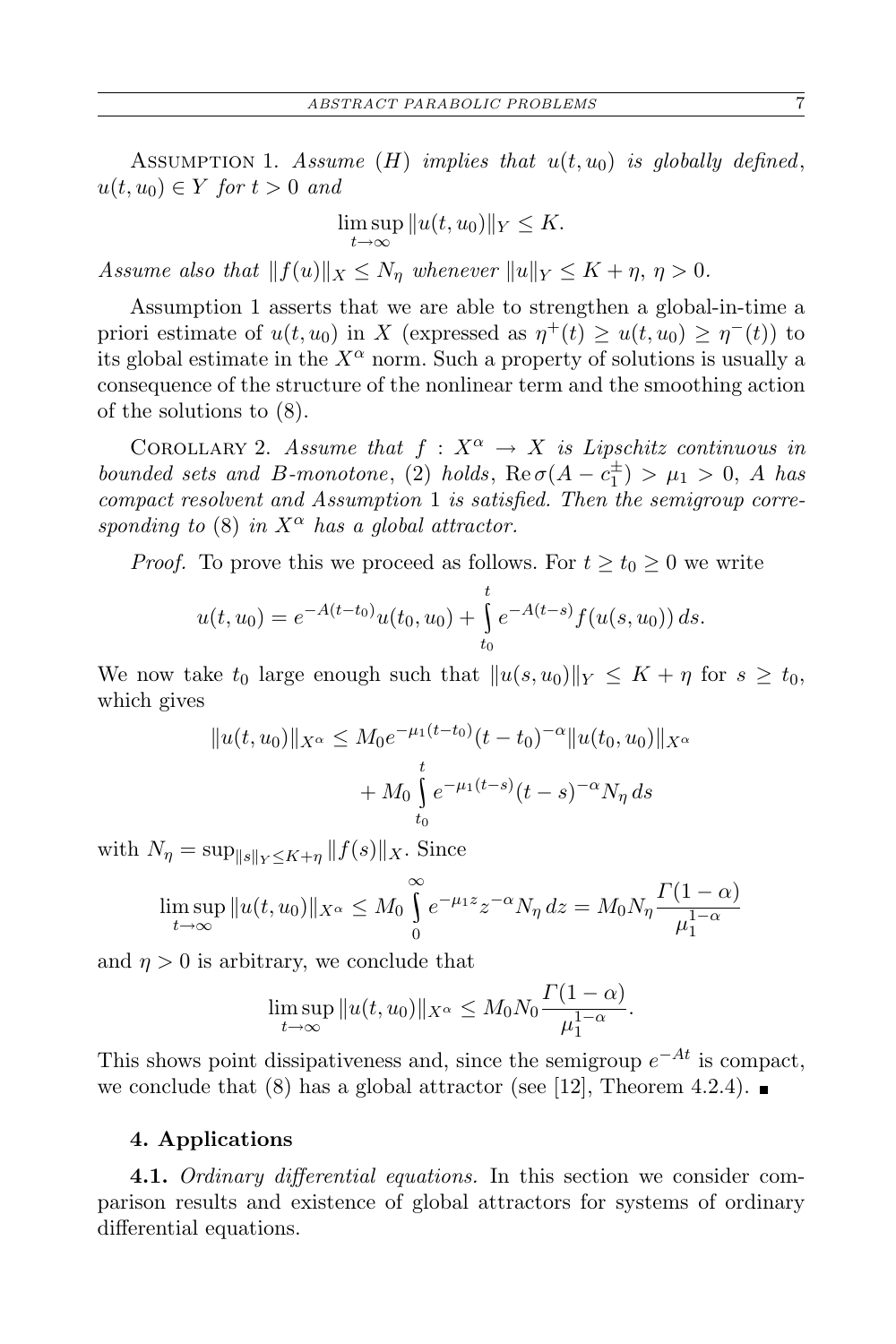Assumption 1. *Assume (H) implies that $u(t, u_0)$ is globally defined, $u(t, u_0) \in Y$ for $t > 0$ and*

$$\limsup_{t\to\infty} \|u(t, u_0)\|_Y \le K.$$

*Assume also that $\|f(u)\|_X \le N_\eta$ whenever $\|u\|_Y \le K + \eta$, $\eta > 0$.*

Assumption 1 asserts that we are able to strengthen a global-in-time a priori estimate of $u(t, u_0)$ in $X$ (expressed as $\eta^+(t) \ge u(t, u_0) \ge \eta^-(t)$) to its global estimate in the $X^\alpha$ norm. Such a property of solutions is usually a consequence of the structure of the nonlinear term and the smoothing action of the solutions to (8).

Corollary 2. *Assume that $f : X^\alpha \to X$ is Lipschitz continuous in bounded sets and $B$-monotone*, (2) *holds*, $\operatorname{Re}\sigma(A - c_1^\pm) > \mu_1 > 0$, *$A$ has compact resolvent and Assumption* 1 *is satisfied. Then the semigroup corresponding to* (8) *in $X^\alpha$ has a global attractor.*

*Proof.* To prove this we proceed as follows. For $t \ge t_0 \ge 0$ we write

$$u(t, u_0) = e^{-A(t-t_0)} u(t_0, u_0) + \int_{t_0}^{t} e^{-A(t-s)} f(u(s, u_0))\, ds.$$

We now take $t_0$ large enough such that $\|u(s, u_0)\|_Y \le K + \eta$ for $s \ge t_0$, which gives

$$\begin{aligned}\|u(t, u_0)\|_{X^\alpha} &\le M_0 e^{-\mu_1(t-t_0)} (t - t_0)^{-\alpha} \|u(t_0, u_0)\|_{X^\alpha} \\ &\quad + M_0 \int_{t_0}^{t} e^{-\mu_1(t-s)} (t - s)^{-\alpha} N_\eta\, ds\end{aligned}$$

with $N_\eta = \sup_{\|s\|_Y \le K+\eta} \|f(s)\|_X$. Since

$$\limsup_{t\to\infty} \|u(t, u_0)\|_{X^\alpha} \le M_0 \int_0^\infty e^{-\mu_1 z} z^{-\alpha} N_\eta\, dz = M_0 N_\eta \frac{\Gamma(1-\alpha)}{\mu_1^{1-\alpha}}$$

and $\eta > 0$ is arbitrary, we conclude that

$$\limsup_{t\to\infty} \|u(t, u_0)\|_{X^\alpha} \le M_0 N_0 \frac{\Gamma(1-\alpha)}{\mu_1^{1-\alpha}}.$$

This shows point dissipativeness and, since the semigroup $e^{-At}$ is compact, we conclude that (8) has a global attractor (see [12], Theorem 4.2.4). ∎

## 4. Applications

**4.1.** *Ordinary differential equations.* In this section we consider comparison results and existence of global attractors for systems of ordinary differential equations.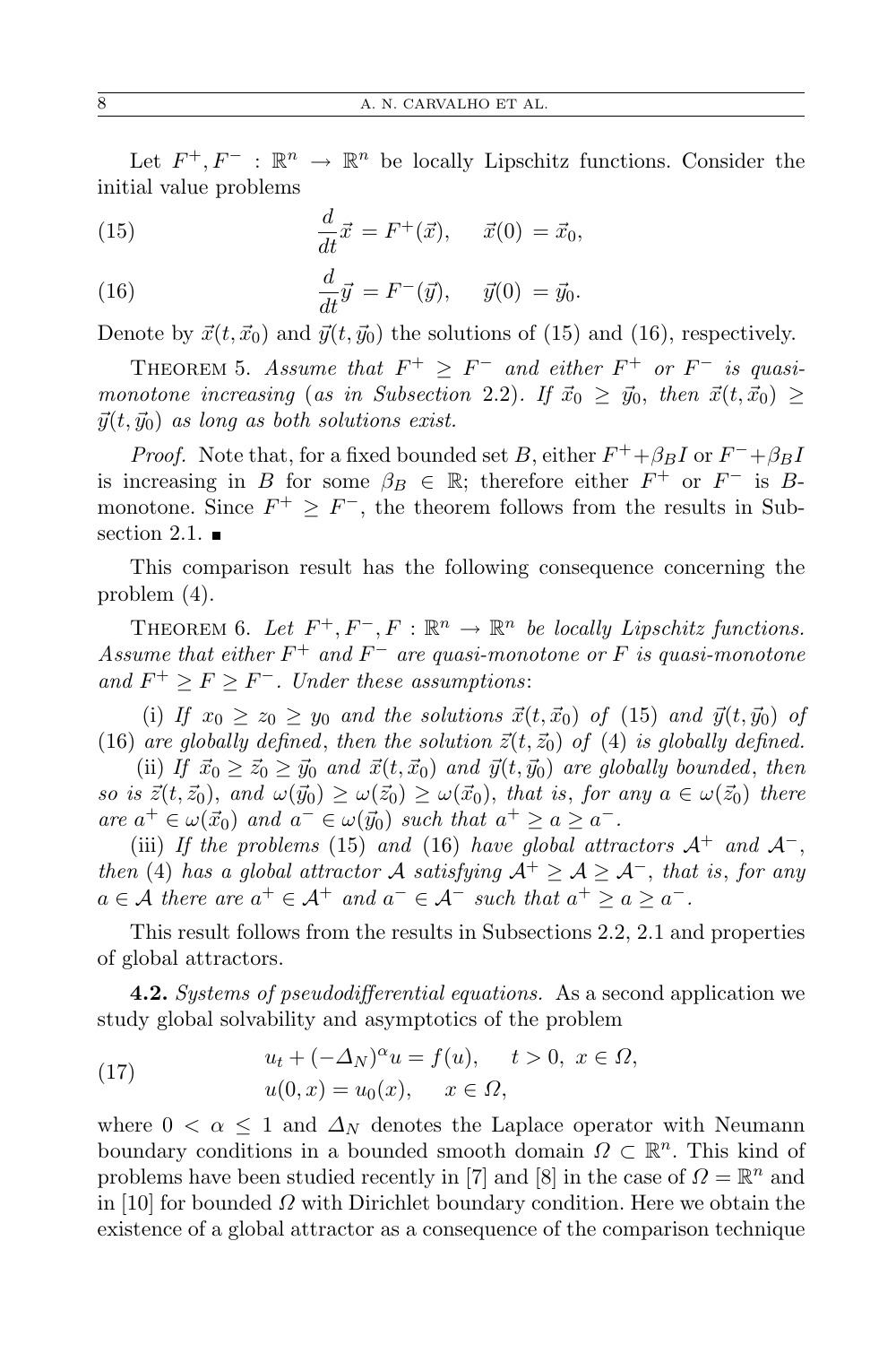Let $F^+, F^- : \mathbb{R}^n \to \mathbb{R}^n$ be locally Lipschitz functions. Consider the initial value problems

$$\frac{d}{dt}\vec{x} = F^+(\vec{x}), \quad \vec{x}(0) = \vec{x}_0, \tag{15}$$

$$\frac{d}{dt}\vec{y} = F^-(\vec{y}), \quad \vec{y}(0) = \vec{y}_0. \tag{16}$$

Denote by $\vec{x}(t, \vec{x}_0)$ and $\vec{y}(t, \vec{y}_0)$ the solutions of (15) and (16), respectively.

THEOREM 5. *Assume that $F^+ \geq F^-$ and either $F^+$ or $F^-$ is quasi-monotone increasing* (*as in Subsection* 2.2). *If $\vec{x}_0 \geq \vec{y}_0$, then $\vec{x}(t, \vec{x}_0) \geq \vec{y}(t, \vec{y}_0)$ as long as both solutions exist.*

*Proof.* Note that, for a fixed bounded set $B$, either $F^+ + \beta_B I$ or $F^- + \beta_B I$ is increasing in $B$ for some $\beta_B \in \mathbb{R}$; therefore either $F^+$ or $F^-$ is $B$-monotone. Since $F^+ \geq F^-$, the theorem follows from the results in Subsection 2.1. ∎

This comparison result has the following consequence concerning the problem (4).

THEOREM 6. *Let $F^+, F^-, F : \mathbb{R}^n \to \mathbb{R}^n$ be locally Lipschitz functions. Assume that either $F^+$ and $F^-$ are quasi-monotone or $F$ is quasi-monotone and $F^+ \geq F \geq F^-$. Under these assumptions*:

(i) *If $x_0 \geq z_0 \geq y_0$ and the solutions $\vec{x}(t, \vec{x}_0)$ of* (15) *and $\vec{y}(t, \vec{y}_0)$ of* (16) *are globally defined, then the solution $\vec{z}(t, \vec{z}_0)$ of* (4) *is globally defined.*

(ii) *If $\vec{x}_0 \geq \vec{z}_0 \geq \vec{y}_0$ and $\vec{x}(t, \vec{x}_0)$ and $\vec{y}(t, \vec{y}_0)$ are globally bounded, then so is $\vec{z}(t, \vec{z}_0)$, and $\omega(\vec{y}_0) \geq \omega(\vec{z}_0) \geq \omega(\vec{x}_0)$, that is, for any $a \in \omega(\vec{z}_0)$ there are $a^+ \in \omega(\vec{x}_0)$ and $a^- \in \omega(\vec{y}_0)$ such that $a^+ \geq a \geq a^-$.*

(iii) *If the problems* (15) *and* (16) *have global attractors $\mathcal{A}^+$ and $\mathcal{A}^-$, then* (4) *has a global attractor $\mathcal{A}$ satisfying $\mathcal{A}^+ \geq \mathcal{A} \geq \mathcal{A}^-$, that is, for any $a \in \mathcal{A}$ there are $a^+ \in \mathcal{A}^+$ and $a^- \in \mathcal{A}^-$ such that $a^+ \geq a \geq a^-$.*

This result follows from the results in Subsections 2.2, 2.1 and properties of global attractors.

**4.2.** *Systems of pseudodifferential equations.* As a second application we study global solvability and asymptotics of the problem

$$\begin{aligned} &u_t + (-\Delta_N)^\alpha u = f(u), \quad t > 0,\ x \in \Omega, \\ &u(0, x) = u_0(x), \quad x \in \Omega, \end{aligned} \tag{17}$$

where $0 < \alpha \leq 1$ and $\Delta_N$ denotes the Laplace operator with Neumann boundary conditions in a bounded smooth domain $\Omega \subset \mathbb{R}^n$. This kind of problems have been studied recently in [7] and [8] in the case of $\Omega = \mathbb{R}^n$ and in [10] for bounded $\Omega$ with Dirichlet boundary condition. Here we obtain the existence of a global attractor as a consequence of the comparison technique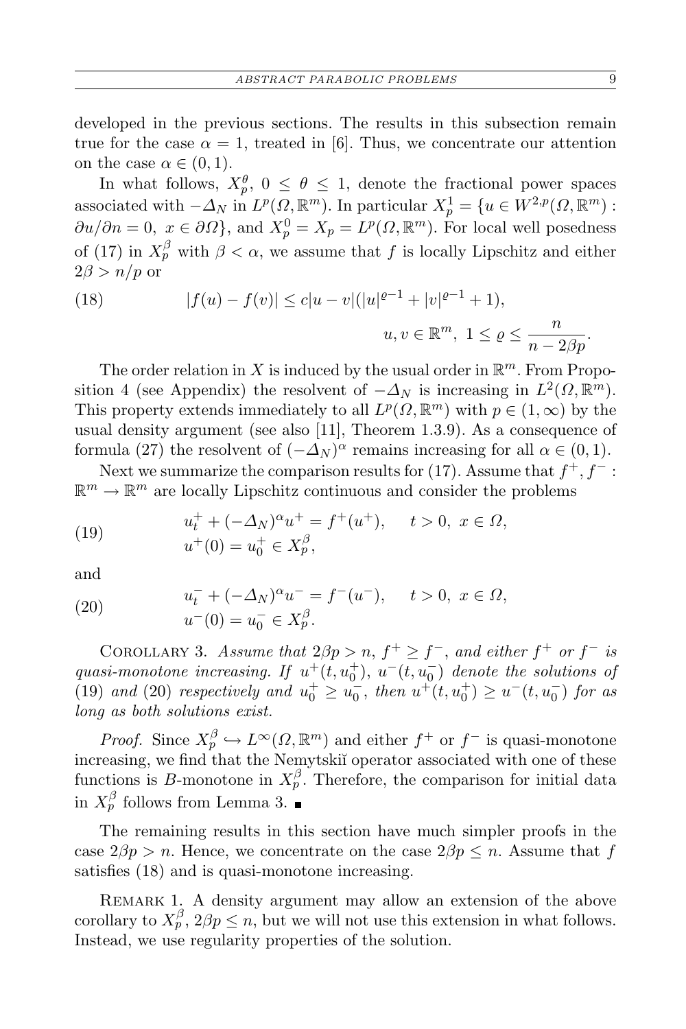developed in the previous sections. The results in this subsection remain true for the case $\alpha = 1$, treated in [6]. Thus, we concentrate our attention on the case $\alpha \in (0,1)$.

In what follows, $X_p^\theta$, $0 \leq \theta \leq 1$, denote the fractional power spaces associated with $-\Delta_N$ in $L^p(\Omega, \mathbb{R}^m)$. In particular $X_p^1 = \{u \in W^{2,p}(\Omega, \mathbb{R}^m) : \partial u/\partial n = 0,\ x \in \partial\Omega\}$, and $X_p^0 = X_p = L^p(\Omega, \mathbb{R}^m)$. For local well posedness of (17) in $X_p^\beta$ with $\beta < \alpha$, we assume that $f$ is locally Lipschitz and either $2\beta > n/p$ or

$$
|f(u) - f(v)| \leq c|u - v|(|u|^{\varrho-1} + |v|^{\varrho-1} + 1), \qquad u, v \in \mathbb{R}^m,\ 1 \leq \varrho \leq \frac{n}{n - 2\beta p}. \tag{18}
$$

The order relation in $X$ is induced by the usual order in $\mathbb{R}^m$. From Proposition 4 (see Appendix) the resolvent of $-\Delta_N$ is increasing in $L^2(\Omega, \mathbb{R}^m)$. This property extends immediately to all $L^p(\Omega, \mathbb{R}^m)$ with $p \in (1, \infty)$ by the usual density argument (see also [11], Theorem 1.3.9). As a consequence of formula (27) the resolvent of $(-\Delta_N)^\alpha$ remains increasing for all $\alpha \in (0,1)$.

Next we summarize the comparison results for (17). Assume that $f^+, f^- : \mathbb{R}^m \to \mathbb{R}^m$ are locally Lipschitz continuous and consider the problems

$$
\begin{aligned}
&u_t^+ + (-\Delta_N)^\alpha u^+ = f^+(u^+), \qquad t > 0,\ x \in \Omega,\\
&u^+(0) = u_0^+ \in X_p^\beta,
\end{aligned} \tag{19}
$$

and

$$
\begin{aligned}
&u_t^- + (-\Delta_N)^\alpha u^- = f^-(u^-), \qquad t > 0,\ x \in \Omega,\\
&u^-(0) = u_0^- \in X_p^\beta.
\end{aligned} \tag{20}
$$

Corollary 3. *Assume that $2\beta p > n$, $f^+ \geq f^-$, and either $f^+$ or $f^-$ is quasi-monotone increasing. If $u^+(t, u_0^+)$, $u^-(t, u_0^-)$ denote the solutions of (19) and (20) respectively and $u_0^+ \geq u_0^-$, then $u^+(t, u_0^+) \geq u^-(t, u_0^-)$ for as long as both solutions exist.*

*Proof.* Since $X_p^\beta \hookrightarrow L^\infty(\Omega, \mathbb{R}^m)$ and either $f^+$ or $f^-$ is quasi-monotone increasing, we find that the Nemytskiĭ operator associated with one of these functions is $B$-monotone in $X_p^\beta$. Therefore, the comparison for initial data in $X_p^\beta$ follows from Lemma 3. ∎

The remaining results in this section have much simpler proofs in the case $2\beta p > n$. Hence, we concentrate on the case $2\beta p \leq n$. Assume that $f$ satisfies (18) and is quasi-monotone increasing.

Remark 1. A density argument may allow an extension of the above corollary to $X_p^\beta$, $2\beta p \leq n$, but we will not use this extension in what follows. Instead, we use regularity properties of the solution.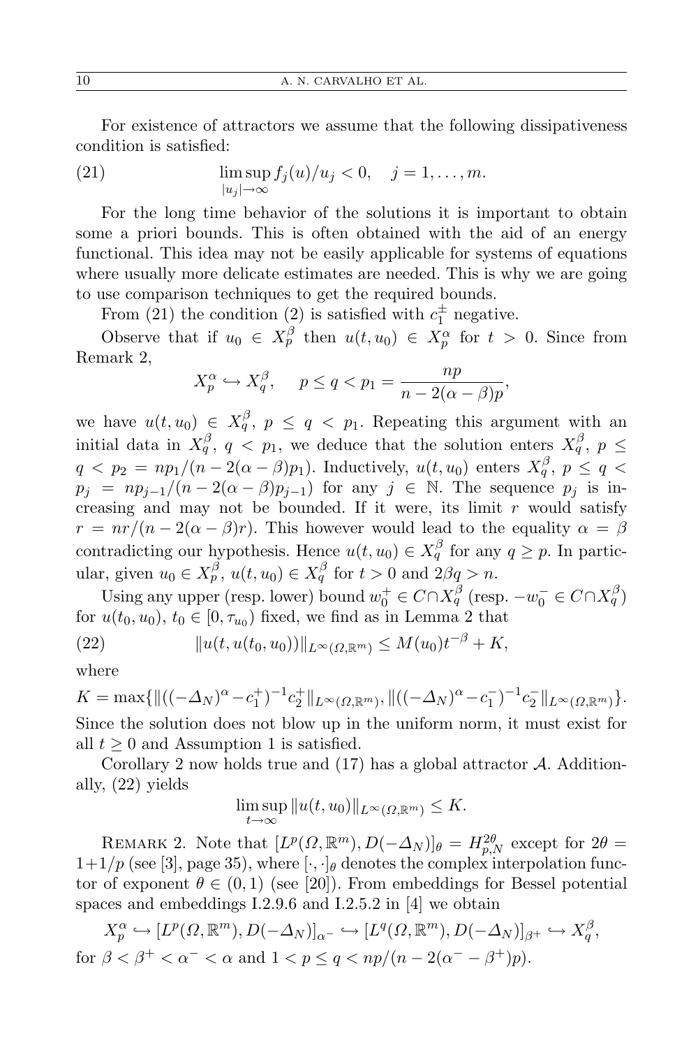For existence of attractors we assume that the following dissipativeness condition is satisfied:

$$\limsup_{|u_j|\to\infty} f_j(u)/u_j < 0, \quad j = 1, \dots, m. \tag{21}$$

For the long time behavior of the solutions it is important to obtain some a priori bounds. This is often obtained with the aid of an energy functional. This idea may not be easily applicable for systems of equations where usually more delicate estimates are needed. This is why we are going to use comparison techniques to get the required bounds.

From (21) the condition (2) is satisfied with $c_1^{\pm}$ negative.

Observe that if $u_0 \in X_p^{\beta}$ then $u(t, u_0) \in X_p^{\alpha}$ for $t > 0$. Since from Remark 2,

$$X_p^{\alpha} \hookrightarrow X_q^{\beta}, \quad p \le q < p_1 = \frac{np}{n - 2(\alpha - \beta)p},$$

we have $u(t, u_0) \in X_q^{\beta}$, $p \le q < p_1$. Repeating this argument with an initial data in $X_q^{\beta}$, $q < p_1$, we deduce that the solution enters $X_q^{\beta}$, $p \le q < p_2 = np_1/(n - 2(\alpha - \beta)p_1)$. Inductively, $u(t, u_0)$ enters $X_q^{\beta}$, $p \le q < p_j = np_{j-1}/(n - 2(\alpha - \beta)p_{j-1})$ for any $j \in \mathbb{N}$. The sequence $p_j$ is increasing and may not be bounded. If it were, its limit $r$ would satisfy $r = nr/(n - 2(\alpha - \beta)r)$. This however would lead to the equality $\alpha = \beta$ contradicting our hypothesis. Hence $u(t, u_0) \in X_q^{\beta}$ for any $q \ge p$. In particular, given $u_0 \in X_p^{\beta}$, $u(t, u_0) \in X_q^{\beta}$ for $t > 0$ and $2\beta q > n$.

Using any upper (resp. lower) bound $w_0^+ \in C \cap X_q^{\beta}$ (resp. $-w_0^- \in C \cap X_q^{\beta}$) for $u(t_0, u_0)$, $t_0 \in [0, \tau_{u_0})$ fixed, we find as in Lemma 2 that

$$\|u(t, u(t_0, u_0))\|_{L^{\infty}(\Omega, \mathbb{R}^m)} \le M(u_0)t^{-\beta} + K, \tag{22}$$

where

$$K = \max\{\|((-\Delta_N)^{\alpha} - c_1^+)^{-1} c_2^+\|_{L^{\infty}(\Omega,\mathbb{R}^m)}, \|((-\Delta_N)^{\alpha} - c_1^-)^{-1} c_2^-\|_{L^{\infty}(\Omega,\mathbb{R}^m)}\}.$$

Since the solution does not blow up in the uniform norm, it must exist for all $t \ge 0$ and Assumption 1 is satisfied.

Corollary 2 now holds true and (17) has a global attractor $\mathcal{A}$. Additionally, (22) yields

$$\limsup_{t\to\infty} \|u(t, u_0)\|_{L^{\infty}(\Omega,\mathbb{R}^m)} \le K.$$

Remark 2. Note that $[L^p(\Omega, \mathbb{R}^m), D(-\Delta_N)]_{\theta} = H_{p,N}^{2\theta}$ except for $2\theta = 1 + 1/p$ (see [3], page 35), where $[\cdot, \cdot]_{\theta}$ denotes the complex interpolation functor of exponent $\theta \in (0, 1)$ (see [20]). From embeddings for Bessel potential spaces and embeddings I.2.9.6 and I.2.5.2 in [4] we obtain

$$X_p^{\alpha} \hookrightarrow [L^p(\Omega, \mathbb{R}^m), D(-\Delta_N)]_{\alpha^-} \hookrightarrow [L^q(\Omega, \mathbb{R}^m), D(-\Delta_N)]_{\beta^+} \hookrightarrow X_q^{\beta},$$

for $\beta < \beta^+ < \alpha^- < \alpha$ and $1 < p \le q < np/(n - 2(\alpha^- - \beta^+)p)$.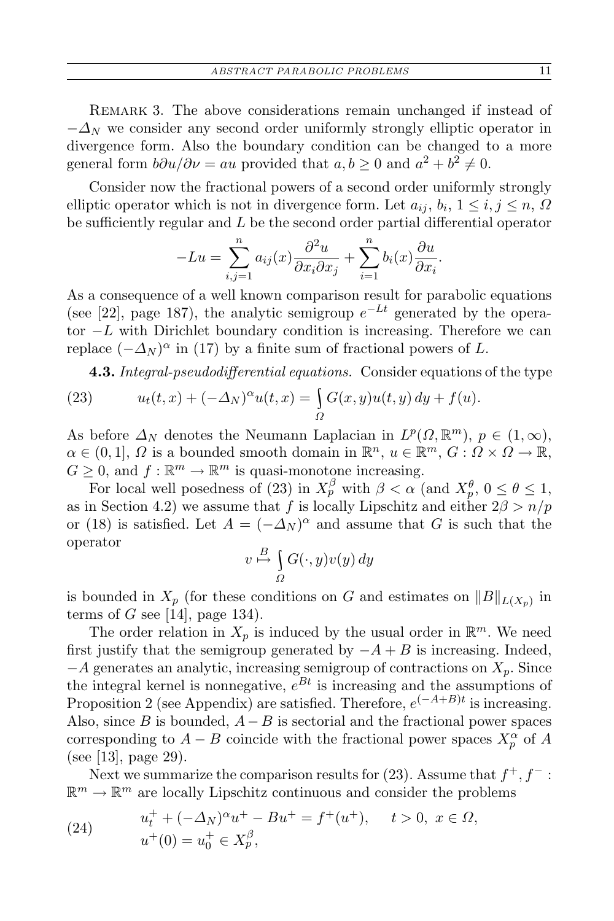Remark 3. The above considerations remain unchanged if instead of $-\Delta_N$ we consider any second order uniformly strongly elliptic operator in divergence form. Also the boundary condition can be changed to a more general form $b\partial u/\partial\nu = au$ provided that $a, b \geq 0$ and $a^2 + b^2 \neq 0$.

Consider now the fractional powers of a second order uniformly strongly elliptic operator which is not in divergence form. Let $a_{ij}$, $b_i$, $1 \leq i, j \leq n$, $\Omega$ be sufficiently regular and $L$ be the second order partial differential operator

$$-Lu = \sum_{i,j=1}^{n} a_{ij}(x)\frac{\partial^2 u}{\partial x_i \partial x_j} + \sum_{i=1}^{n} b_i(x)\frac{\partial u}{\partial x_i}.$$

As a consequence of a well known comparison result for parabolic equations (see [22], page 187), the analytic semigroup $e^{-Lt}$ generated by the operator $-L$ with Dirichlet boundary condition is increasing. Therefore we can replace $(-\Delta_N)^\alpha$ in (17) by a finite sum of fractional powers of $L$.

**4.3.** *Integral-pseudodifferential equations.* Consider equations of the type

$$u_t(t,x) + (-\Delta_N)^\alpha u(t,x) = \int_\Omega G(x,y)u(t,y)\,dy + f(u). \tag{23}$$

As before $\Delta_N$ denotes the Neumann Laplacian in $L^p(\Omega,\mathbb{R}^m)$, $p \in (1,\infty)$, $\alpha \in (0,1]$, $\Omega$ is a bounded smooth domain in $\mathbb{R}^n$, $u \in \mathbb{R}^m$, $G : \Omega \times \Omega \to \mathbb{R}$, $G \geq 0$, and $f : \mathbb{R}^m \to \mathbb{R}^m$ is quasi-monotone increasing.

For local well posedness of (23) in $X_p^\beta$ with $\beta < \alpha$ (and $X_p^\theta$, $0 \leq \theta \leq 1$, as in Section 4.2) we assume that $f$ is locally Lipschitz and either $2\beta > n/p$ or (18) is satisfied. Let $A = (-\Delta_N)^\alpha$ and assume that $G$ is such that the operator

$$v \overset{B}{\mapsto} \int_\Omega G(\cdot,y)v(y)\,dy$$

is bounded in $X_p$ (for these conditions on $G$ and estimates on $\|B\|_{L(X_p)}$ in terms of $G$ see [14], page 134).

The order relation in $X_p$ is induced by the usual order in $\mathbb{R}^m$. We need first justify that the semigroup generated by $-A + B$ is increasing. Indeed, $-A$ generates an analytic, increasing semigroup of contractions on $X_p$. Since the integral kernel is nonnegative, $e^{Bt}$ is increasing and the assumptions of Proposition 2 (see Appendix) are satisfied. Therefore, $e^{(-A+B)t}$ is increasing. Also, since $B$ is bounded, $A - B$ is sectorial and the fractional power spaces corresponding to $A - B$ coincide with the fractional power spaces $X_p^\alpha$ of $A$ (see [13], page 29).

Next we summarize the comparison results for (23). Assume that $f^+, f^- : \mathbb{R}^m \to \mathbb{R}^m$ are locally Lipschitz continuous and consider the problems

$$\begin{aligned} &u_t^+ + (-\Delta_N)^\alpha u^+ - Bu^+ = f^+(u^+), \qquad t > 0,\ x \in \Omega, \\ &u^+(0) = u_0^+ \in X_p^\beta, \end{aligned} \tag{24}$$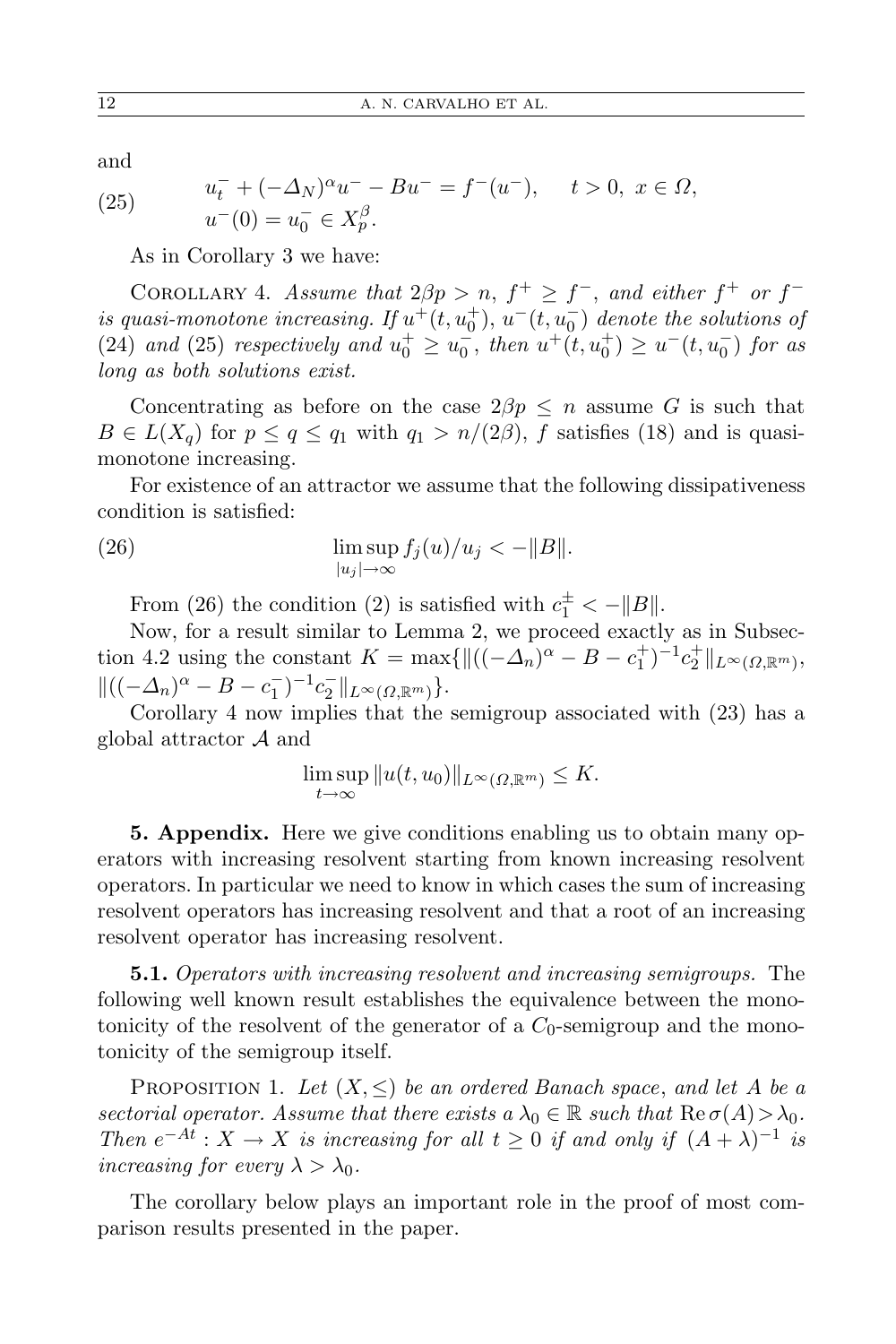and

$$
\begin{aligned}
&u_t^- + (-\Delta_N)^\alpha u^- - Bu^- = f^-(u^-), \qquad t > 0,\ x \in \Omega, \\
&u^-(0) = u_0^- \in X_p^\beta.
\end{aligned}
\tag{25}
$$

As in Corollary 3 we have:

COROLLARY 4. *Assume that $2\beta p > n$, $f^+ \geq f^-$, and either $f^+$ or $f^-$ is quasi-monotone increasing. If $u^+(t, u_0^+)$, $u^-(t, u_0^-)$ denote the solutions of (24) and (25) respectively and $u_0^+ \geq u_0^-$, then $u^+(t, u_0^+) \geq u^-(t, u_0^-)$ for as long as both solutions exist.*

Concentrating as before on the case $2\beta p \leq n$ assume $G$ is such that $B \in L(X_q)$ for $p \leq q \leq q_1$ with $q_1 > n/(2\beta)$, $f$ satisfies (18) and is quasi-monotone increasing.

For existence of an attractor we assume that the following dissipativeness condition is satisfied:

$$
\limsup_{|u_j| \to \infty} f_j(u)/u_j < -\|B\|. \tag{26}
$$

From (26) the condition (2) is satisfied with $c_1^\pm < -\|B\|$.

Now, for a result similar to Lemma 2, we proceed exactly as in Subsection 4.2 using the constant $K = \max\{\|((-\Delta_n)^\alpha - B - c_1^+)^{-1} c_2^+\|_{L^\infty(\Omega,\mathbb{R}^m)}, \|((-\Delta_n)^\alpha - B - c_1^-)^{-1} c_2^-\|_{L^\infty(\Omega,\mathbb{R}^m)}\}$.

Corollary 4 now implies that the semigroup associated with (23) has a global attractor $\mathcal{A}$ and

$$
\limsup_{t \to \infty} \|u(t, u_0)\|_{L^\infty(\Omega,\mathbb{R}^m)} \leq K.
$$

**5. Appendix.** Here we give conditions enabling us to obtain many operators with increasing resolvent starting from known increasing resolvent operators. In particular we need to know in which cases the sum of increasing resolvent operators has increasing resolvent and that a root of an increasing resolvent operator has increasing resolvent.

**5.1.** *Operators with increasing resolvent and increasing semigroups.* The following well known result establishes the equivalence between the monotonicity of the resolvent of the generator of a $C_0$-semigroup and the monotonicity of the semigroup itself.

PROPOSITION 1. *Let $(X, \leq)$ be an ordered Banach space, and let $A$ be a sectorial operator. Assume that there exists a $\lambda_0 \in \mathbb{R}$ such that $\operatorname{Re} \sigma(A) > \lambda_0$. Then $e^{-At} : X \to X$ is increasing for all $t \geq 0$ if and only if $(A + \lambda)^{-1}$ is increasing for every $\lambda > \lambda_0$.*

The corollary below plays an important role in the proof of most comparison results presented in the paper.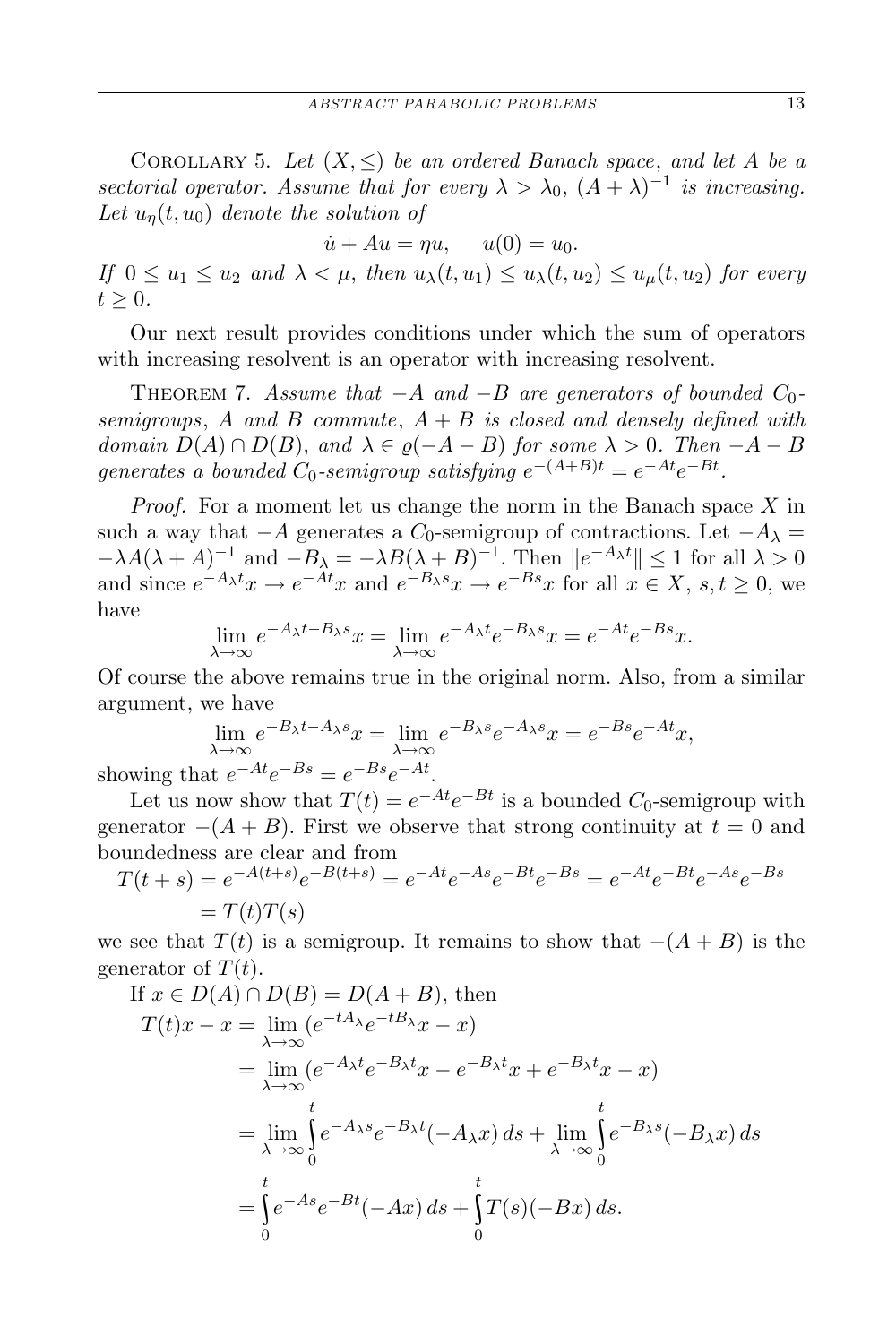Corollary 5. *Let $(X, \leq)$ be an ordered Banach space, and let $A$ be a sectorial operator. Assume that for every $\lambda > \lambda_0$, $(A+\lambda)^{-1}$ is increasing. Let $u_\eta(t, u_0)$ denote the solution of*

$$\dot{u} + Au = \eta u, \quad u(0) = u_0.$$

*If $0 \leq u_1 \leq u_2$ and $\lambda < \mu$, then $u_\lambda(t, u_1) \leq u_\lambda(t, u_2) \leq u_\mu(t, u_2)$ for every $t \geq 0$.*

Our next result provides conditions under which the sum of operators with increasing resolvent is an operator with increasing resolvent.

Theorem 7. *Assume that $-A$ and $-B$ are generators of bounded $C_0$-semigroups, $A$ and $B$ commute, $A + B$ is closed and densely defined with domain $D(A) \cap D(B)$, and $\lambda \in \varrho(-A - B)$ for some $\lambda > 0$. Then $-A - B$ generates a bounded $C_0$-semigroup satisfying $e^{-(A+B)t} = e^{-At}e^{-Bt}$.*

*Proof.* For a moment let us change the norm in the Banach space $X$ in such a way that $-A$ generates a $C_0$-semigroup of contractions. Let $-A_\lambda = -\lambda A(\lambda + A)^{-1}$ and $-B_\lambda = -\lambda B(\lambda + B)^{-1}$. Then $\|e^{-A_\lambda t}\| \leq 1$ for all $\lambda > 0$ and since $e^{-A_\lambda t}x \to e^{-At}x$ and $e^{-B_\lambda s}x \to e^{-Bs}x$ for all $x \in X$, $s, t \geq 0$, we have

$$\lim_{\lambda\to\infty} e^{-A_\lambda t - B_\lambda s}x = \lim_{\lambda\to\infty} e^{-A_\lambda t}e^{-B_\lambda s}x = e^{-At}e^{-Bs}x.$$

Of course the above remains true in the original norm. Also, from a similar argument, we have

$$\lim_{\lambda\to\infty} e^{-B_\lambda t - A_\lambda s}x = \lim_{\lambda\to\infty} e^{-B_\lambda s}e^{-A_\lambda s}x = e^{-Bs}e^{-At}x,$$

showing that $e^{-At}e^{-Bs} = e^{-Bs}e^{-At}$.

Let us now show that $T(t) = e^{-At}e^{-Bt}$ is a bounded $C_0$-semigroup with generator $-(A+B)$. First we observe that strong continuity at $t = 0$ and boundedness are clear and from

$$\begin{aligned} T(t+s) &= e^{-A(t+s)}e^{-B(t+s)} = e^{-At}e^{-As}e^{-Bt}e^{-Bs} = e^{-At}e^{-Bt}e^{-As}e^{-Bs} \\ &= T(t)T(s) \end{aligned}$$

we see that $T(t)$ is a semigroup. It remains to show that $-(A+B)$ is the generator of $T(t)$.

If $x \in D(A) \cap D(B) = D(A+B)$, then

$$\begin{aligned} T(t)x - x &= \lim_{\lambda\to\infty}(e^{-tA_\lambda}e^{-tB_\lambda}x - x) \\ &= \lim_{\lambda\to\infty}(e^{-A_\lambda t}e^{-B_\lambda t}x - e^{-B_\lambda t}x + e^{-B_\lambda t}x - x) \\ &= \lim_{\lambda\to\infty}\int_0^t e^{-A_\lambda s}e^{-B_\lambda t}(-A_\lambda x)\,ds + \lim_{\lambda\to\infty}\int_0^t e^{-B_\lambda s}(-B_\lambda x)\,ds \\ &= \int_0^t e^{-As}e^{-Bt}(-Ax)\,ds + \int_0^t T(s)(-Bx)\,ds. \end{aligned}$$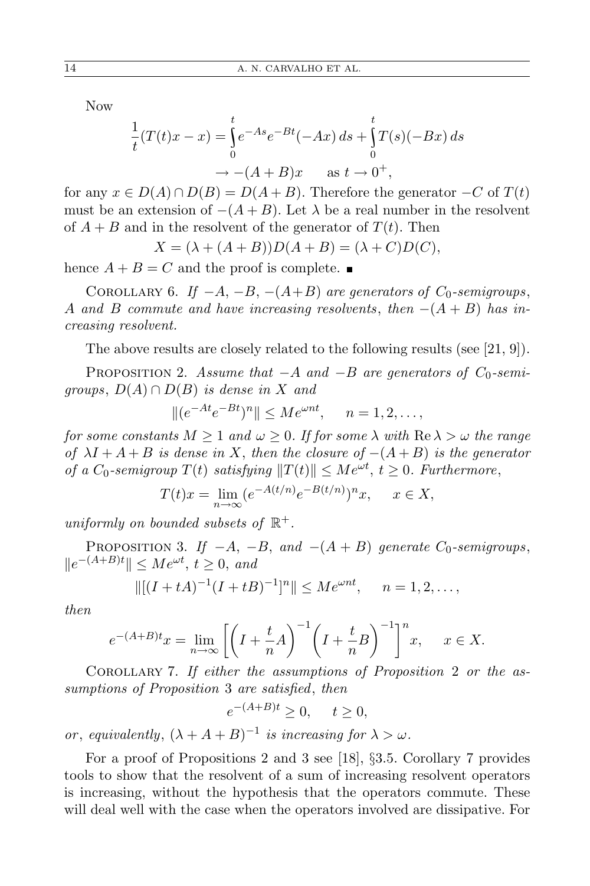Now

$$\frac{1}{t}(T(t)x - x) = \int_0^t e^{-As}e^{-Bt}(-Ax)\,ds + \int_0^t T(s)(-Bx)\,ds$$
$$\to -(A+B)x \qquad \text{as } t \to 0^+,$$

for any $x \in D(A) \cap D(B) = D(A+B)$. Therefore the generator $-C$ of $T(t)$ must be an extension of $-(A+B)$. Let $\lambda$ be a real number in the resolvent of $A+B$ and in the resolvent of the generator of $T(t)$. Then

$$X = (\lambda + (A+B))D(A+B) = (\lambda + C)D(C),$$

hence $A+B = C$ and the proof is complete. ∎

COROLLARY 6. *If $-A$, $-B$, $-(A+B)$ are generators of $C_0$-semigroups, $A$ and $B$ commute and have increasing resolvents, then $-(A+B)$ has increasing resolvent.*

The above results are closely related to the following results (see [21, 9]).

PROPOSITION 2. *Assume that $-A$ and $-B$ are generators of $C_0$-semigroups, $D(A) \cap D(B)$ is dense in $X$ and*

$$\|(e^{-At}e^{-Bt})^n\| \le Me^{\omega nt}, \qquad n = 1, 2, \ldots,$$

*for some constants $M \ge 1$ and $\omega \ge 0$. If for some $\lambda$ with $\operatorname{Re}\lambda > \omega$ the range of $\lambda I + A + B$ is dense in $X$, then the closure of $-(A+B)$ is the generator of a $C_0$-semigroup $T(t)$ satisfying $\|T(t)\| \le Me^{\omega t}$, $t \ge 0$. Furthermore,*

$$T(t)x = \lim_{n\to\infty}(e^{-A(t/n)}e^{-B(t/n)})^n x, \qquad x \in X,$$

*uniformly on bounded subsets of $\mathbb{R}^+$.*

PROPOSITION 3. *If $-A$, $-B$, and $-(A+B)$ generate $C_0$-semigroups, $\|e^{-(A+B)t}\| \le Me^{\omega t}$, $t \ge 0$, and*

$$\|[(I+tA)^{-1}(I+tB)^{-1}]^n\| \le Me^{\omega nt}, \qquad n = 1, 2, \ldots,$$

*then*

$$e^{-(A+B)t}x = \lim_{n\to\infty}\left[\left(I + \frac{t}{n}A\right)^{-1}\left(I + \frac{t}{n}B\right)^{-1}\right]^n x, \qquad x \in X.$$

COROLLARY 7. *If either the assumptions of Proposition 2 or the assumptions of Proposition 3 are satisfied, then*

$$e^{-(A+B)t} \ge 0, \qquad t \ge 0,$$

*or, equivalently, $(\lambda + A + B)^{-1}$ is increasing for $\lambda > \omega$.*

For a proof of Propositions 2 and 3 see [18], §3.5. Corollary 7 provides tools to show that the resolvent of a sum of increasing resolvent operators is increasing, without the hypothesis that the operators commute. These will deal well with the case when the operators involved are dissipative. For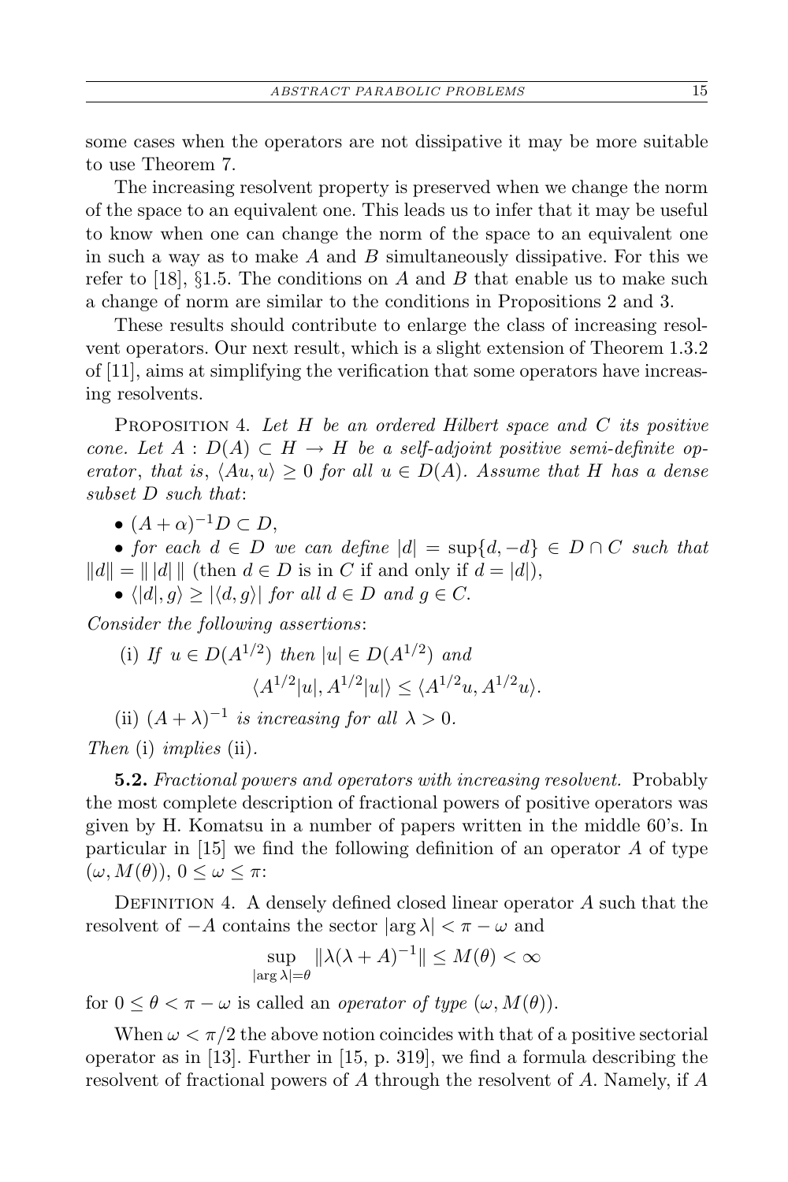some cases when the operators are not dissipative it may be more suitable to use Theorem 7.

The increasing resolvent property is preserved when we change the norm of the space to an equivalent one. This leads us to infer that it may be useful to know when one can change the norm of the space to an equivalent one in such a way as to make $A$ and $B$ simultaneously dissipative. For this we refer to [18], §1.5. The conditions on $A$ and $B$ that enable us to make such a change of norm are similar to the conditions in Propositions 2 and 3.

These results should contribute to enlarge the class of increasing resolvent operators. Our next result, which is a slight extension of Theorem 1.3.2 of [11], aims at simplifying the verification that some operators have increasing resolvents.

Proposition 4. *Let $H$ be an ordered Hilbert space and $C$ its positive cone. Let $A : D(A) \subset H \to H$ be a self-adjoint positive semi-definite operator*, *that is*, *$\langle Au, u\rangle \geq 0$ for all $u \in D(A)$. Assume that $H$ has a dense subset $D$ such that*:

- *$(A + \alpha)^{-1} D \subset D$,*
- *for each $d \in D$ we can define $|d| = \sup\{d, -d\} \in D \cap C$ such that $\|d\| = \| \, |d| \, \|$ (then $d \in D$ is in $C$ if and only if $d = |d|$),*
- *$\langle |d|, g\rangle \geq |\langle d, g\rangle|$ for all $d \in D$ and $g \in C$.*

*Consider the following assertions*:

(i) *If $u \in D(A^{1/2})$ then $|u| \in D(A^{1/2})$ and*

$$\langle A^{1/2}|u|, A^{1/2}|u|\rangle \leq \langle A^{1/2}u, A^{1/2}u\rangle.$$

(ii) *$(A + \lambda)^{-1}$ is increasing for all $\lambda > 0$.*

*Then* (i) *implies* (ii).

**5.2.** *Fractional powers and operators with increasing resolvent.* Probably the most complete description of fractional powers of positive operators was given by H. Komatsu in a number of papers written in the middle 60's. In particular in [15] we find the following definition of an operator $A$ of type $(\omega, M(\theta))$, $0 \leq \omega \leq \pi$:

Definition 4. A densely defined closed linear operator $A$ such that the resolvent of $-A$ contains the sector $|\arg \lambda| < \pi - \omega$ and

$$\sup_{|\arg \lambda| = \theta} \|\lambda(\lambda + A)^{-1}\| \leq M(\theta) < \infty$$

for $0 \leq \theta < \pi - \omega$ is called an *operator of type* $(\omega, M(\theta))$.

When $\omega < \pi/2$ the above notion coincides with that of a positive sectorial operator as in [13]. Further in [15, p. 319], we find a formula describing the resolvent of fractional powers of $A$ through the resolvent of $A$. Namely, if $A$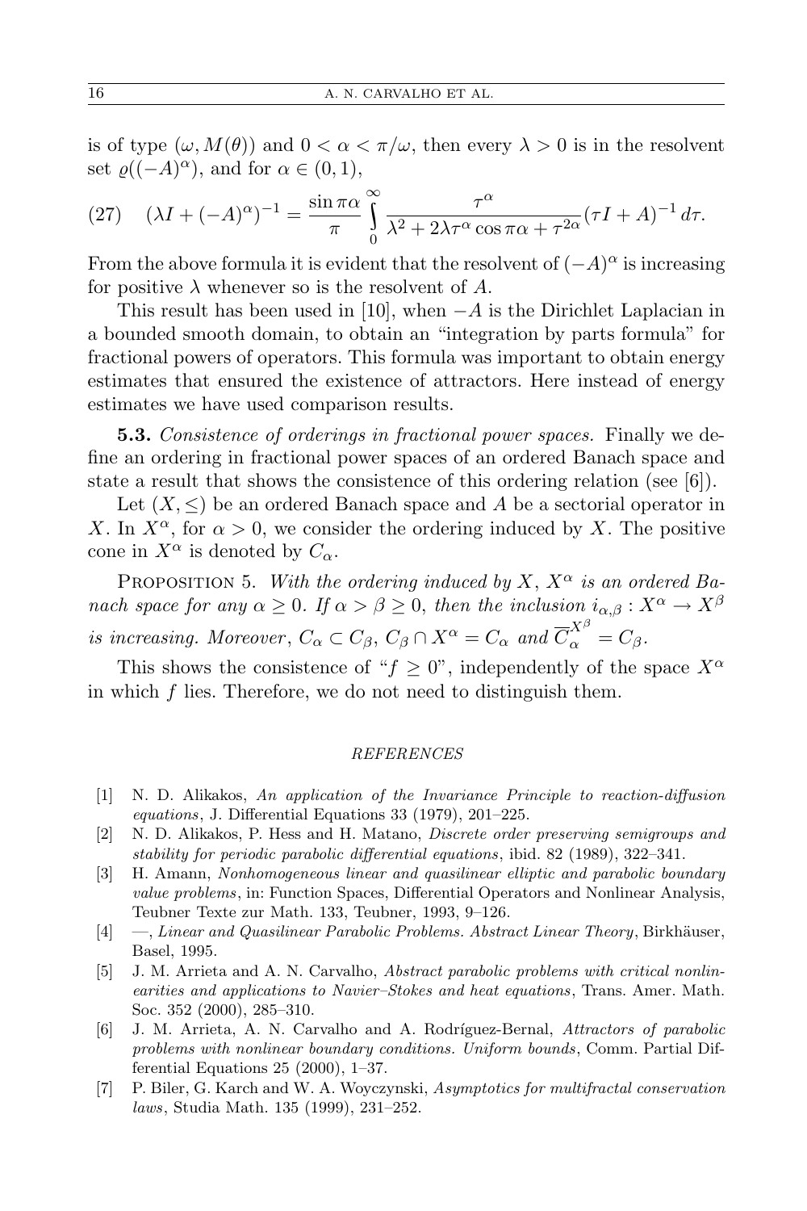is of type $(\omega, M(\theta))$ and $0 < \alpha < \pi/\omega$, then every $\lambda > 0$ is in the resolvent set $\varrho((-A)^\alpha)$, and for $\alpha \in (0,1)$,

$$(\lambda I + (-A)^\alpha)^{-1} = \frac{\sin \pi\alpha}{\pi} \int_0^\infty \frac{\tau^\alpha}{\lambda^2 + 2\lambda\tau^\alpha \cos \pi\alpha + \tau^{2\alpha}} (\tau I + A)^{-1}\, d\tau. \tag{27}$$

From the above formula it is evident that the resolvent of $(-A)^\alpha$ is increasing for positive $\lambda$ whenever so is the resolvent of $A$.

This result has been used in [10], when $-A$ is the Dirichlet Laplacian in a bounded smooth domain, to obtain an "integration by parts formula" for fractional powers of operators. This formula was important to obtain energy estimates that ensured the existence of attractors. Here instead of energy estimates we have used comparison results.

**5.3.** *Consistence of orderings in fractional power spaces.* Finally we define an ordering in fractional power spaces of an ordered Banach space and state a result that shows the consistence of this ordering relation (see [6]).

Let $(X, \leq)$ be an ordered Banach space and $A$ be a sectorial operator in $X$. In $X^\alpha$, for $\alpha > 0$, we consider the ordering induced by $X$. The positive cone in $X^\alpha$ is denoted by $C_\alpha$.

Proposition 5. *With the ordering induced by $X$, $X^\alpha$ is an ordered Banach space for any $\alpha \geq 0$. If $\alpha > \beta \geq 0$, then the inclusion $i_{\alpha,\beta} : X^\alpha \to X^\beta$ is increasing. Moreover, $C_\alpha \subset C_\beta$, $C_\beta \cap X^\alpha = C_\alpha$ and $\overline{C}_\alpha^{X^\beta} = C_\beta$.*

This shows the consistence of "$f \geq 0$", independently of the space $X^\alpha$ in which $f$ lies. Therefore, we do not need to distinguish them.

## REFERENCES

[1] N. D. Alikakos, *An application of the Invariance Principle to reaction-diffusion equations*, J. Differential Equations 33 (1979), 201–225.

[2] N. D. Alikakos, P. Hess and H. Matano, *Discrete order preserving semigroups and stability for periodic parabolic differential equations*, ibid. 82 (1989), 322–341.

[3] H. Amann, *Nonhomogeneous linear and quasilinear elliptic and parabolic boundary value problems*, in: Function Spaces, Differential Operators and Nonlinear Analysis, Teubner Texte zur Math. 133, Teubner, 1993, 9–126.

[4] —, *Linear and Quasilinear Parabolic Problems. Abstract Linear Theory*, Birkhäuser, Basel, 1995.

[5] J. M. Arrieta and A. N. Carvalho, *Abstract parabolic problems with critical nonlinearities and applications to Navier–Stokes and heat equations*, Trans. Amer. Math. Soc. 352 (2000), 285–310.

[6] J. M. Arrieta, A. N. Carvalho and A. Rodríguez-Bernal, *Attractors of parabolic problems with nonlinear boundary conditions. Uniform bounds*, Comm. Partial Differential Equations 25 (2000), 1–37.

[7] P. Biler, G. Karch and W. A. Woyczynski, *Asymptotics for multifractal conservation laws*, Studia Math. 135 (1999), 231–252.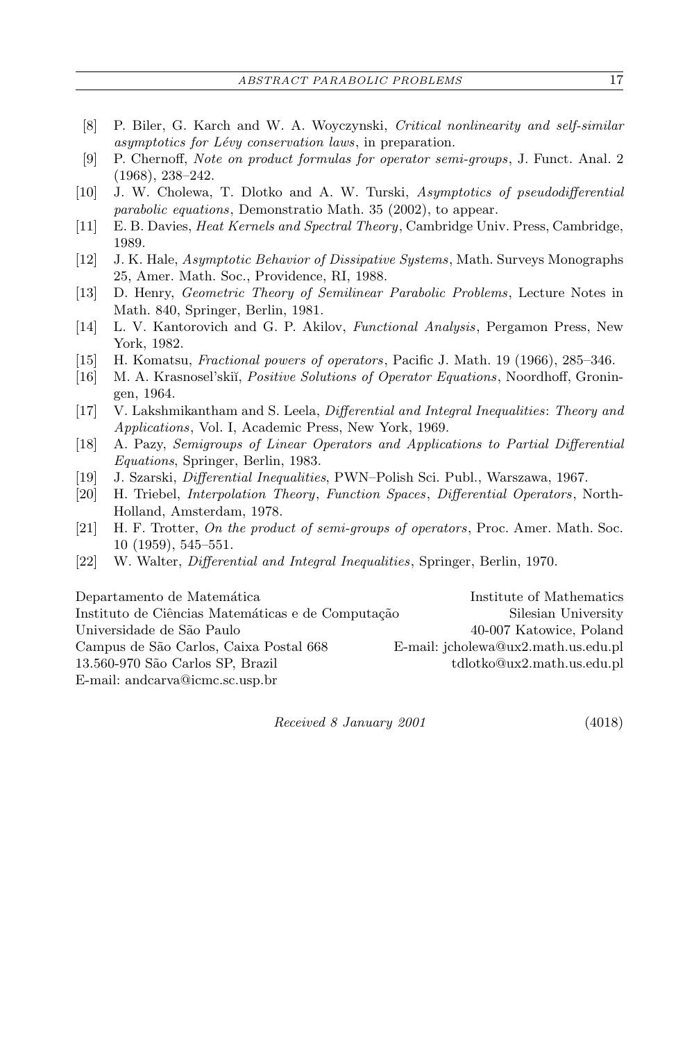[8] P. Biler, G. Karch and W. A. Woyczynski, *Critical nonlinearity and self-similar asymptotics for Lévy conservation laws*, in preparation.

[9] P. Chernoff, *Note on product formulas for operator semi-groups*, J. Funct. Anal. 2 (1968), 238–242.

[10] J. W. Cholewa, T. Dlotko and A. W. Turski, *Asymptotics of pseudodifferential parabolic equations*, Demonstratio Math. 35 (2002), to appear.

[11] E. B. Davies, *Heat Kernels and Spectral Theory*, Cambridge Univ. Press, Cambridge, 1989.

[12] J. K. Hale, *Asymptotic Behavior of Dissipative Systems*, Math. Surveys Monographs 25, Amer. Math. Soc., Providence, RI, 1988.

[13] D. Henry, *Geometric Theory of Semilinear Parabolic Problems*, Lecture Notes in Math. 840, Springer, Berlin, 1981.

[14] L. V. Kantorovich and G. P. Akilov, *Functional Analysis*, Pergamon Press, New York, 1982.

[15] H. Komatsu, *Fractional powers of operators*, Pacific J. Math. 19 (1966), 285–346.

[16] M. A. Krasnosel'skiĭ, *Positive Solutions of Operator Equations*, Noordhoff, Groningen, 1964.

[17] V. Lakshmikantham and S. Leela, *Differential and Integral Inequalities*: *Theory and Applications*, Vol. I, Academic Press, New York, 1969.

[18] A. Pazy, *Semigroups of Linear Operators and Applications to Partial Differential Equations*, Springer, Berlin, 1983.

[19] J. Szarski, *Differential Inequalities*, PWN–Polish Sci. Publ., Warszawa, 1967.

[20] H. Triebel, *Interpolation Theory*, *Function Spaces*, *Differential Operators*, North-Holland, Amsterdam, 1978.

[21] H. F. Trotter, *On the product of semi-groups of operators*, Proc. Amer. Math. Soc. 10 (1959), 545–551.

[22] W. Walter, *Differential and Integral Inequalities*, Springer, Berlin, 1970.

Departamento de Matemática
Instituto de Ciências Matemáticas e de Computação
Universidade de São Paulo
Campus de São Carlos, Caixa Postal 668
13.560-970 São Carlos SP, Brazil
E-mail: andcarva@icmc.sc.usp.br

Institute of Mathematics
Silesian University
40-007 Katowice, Poland
E-mail: jcholewa@ux2.math.us.edu.pl
tdlotko@ux2.math.us.edu.pl

*Received 8 January 2001* (4018)